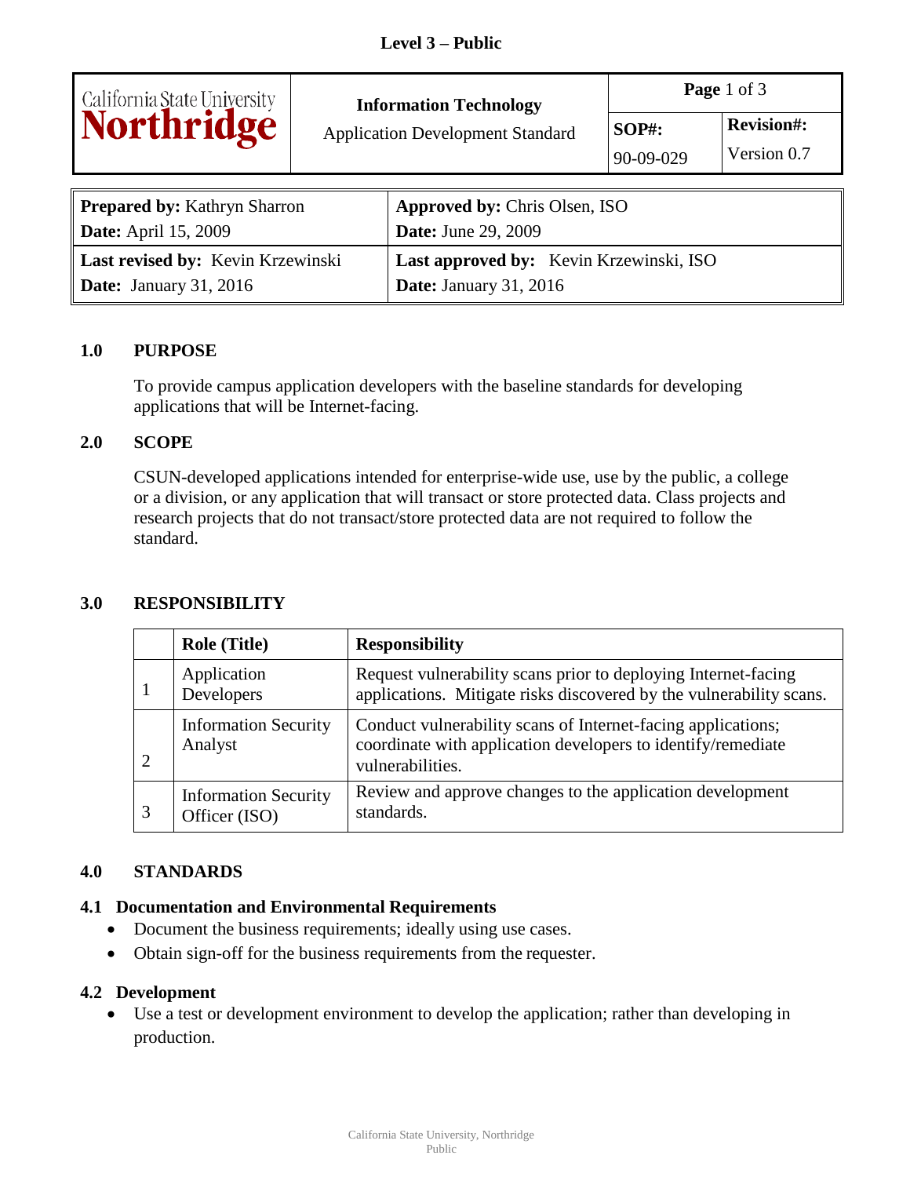**Level 3 – Public**

| California State University Northridge | **Information Technology** Application Development Standard | **Page** 1 of 3 | |
|---|---|---|---|
| | | **SOP#:** 90-09-029 | **Revision#:** Version 0.7 |

| **Prepared by:** Kathryn Sharron **Date:** April 15, 2009 | **Approved by:** Chris Olsen, ISO **Date:** June 29, 2009 |
|---|---|
| **Last revised by:** Kevin Krzewinski **Date:** January 31, 2016 | **Last approved by:** Kevin Krzewinski, ISO **Date:** January 31, 2016 |

## 1.0 PURPOSE

To provide campus application developers with the baseline standards for developing applications that will be Internet-facing.

## 2.0 SCOPE

CSUN-developed applications intended for enterprise-wide use, use by the public, a college or a division, or any application that will transact or store protected data. Class projects and research projects that do not transact/store protected data are not required to follow the standard.

## 3.0 RESPONSIBILITY

| | Role (Title) | Responsibility |
|---|---|---|
| 1 | Application Developers | Request vulnerability scans prior to deploying Internet-facing applications. Mitigate risks discovered by the vulnerability scans. |
| 2 | Information Security Analyst | Conduct vulnerability scans of Internet-facing applications; coordinate with application developers to identify/remediate vulnerabilities. |
| 3 | Information Security Officer (ISO) | Review and approve changes to the application development standards. |

## 4.0 STANDARDS

### 4.1 Documentation and Environmental Requirements

- Document the business requirements; ideally using use cases.
- Obtain sign-off for the business requirements from the requester.

### 4.2 Development

- Use a test or development environment to develop the application; rather than developing in production.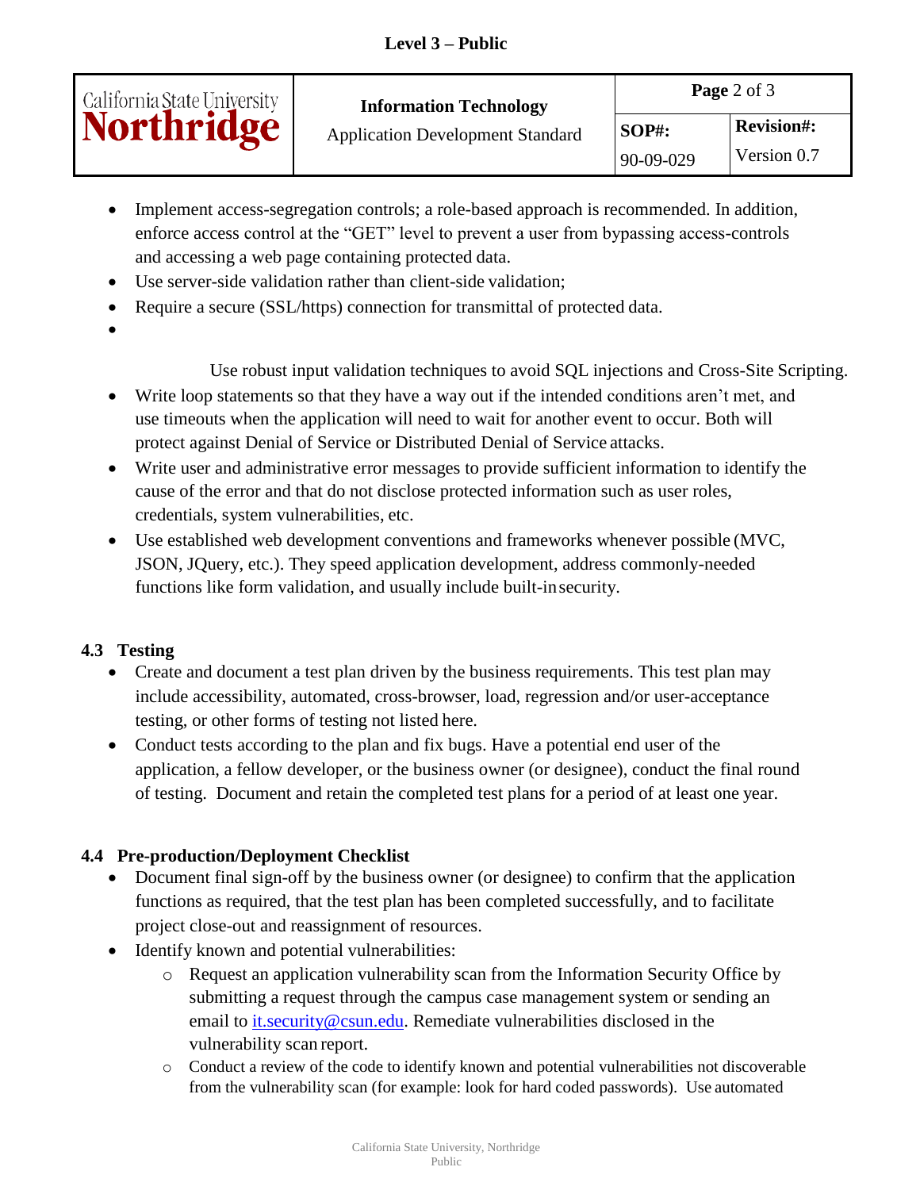- Implement access-segregation controls; a role-based approach is recommended. In addition, enforce access control at the "GET" level to prevent a user from bypassing access-controls and accessing a web page containing protected data.
- Use server-side validation rather than client-side validation;
- Require a secure (SSL/https) connection for transmittal of protected data.
- Use robust input validation techniques to avoid SQL injections and Cross-Site Scripting.
- Write loop statements so that they have a way out if the intended conditions aren't met, and use timeouts when the application will need to wait for another event to occur. Both will protect against Denial of Service or Distributed Denial of Service attacks.
- Write user and administrative error messages to provide sufficient information to identify the cause of the error and that do not disclose protected information such as user roles, credentials, system vulnerabilities, etc.
- Use established web development conventions and frameworks whenever possible (MVC, JSON, JQuery, etc.). They speed application development, address commonly-needed functions like form validation, and usually include built-in security.

### 4.3 Testing

- Create and document a test plan driven by the business requirements. This test plan may include accessibility, automated, cross-browser, load, regression and/or user-acceptance testing, or other forms of testing not listed here.
- Conduct tests according to the plan and fix bugs. Have a potential end user of the application, a fellow developer, or the business owner (or designee), conduct the final round of testing. Document and retain the completed test plans for a period of at least one year.

### 4.4 Pre-production/Deployment Checklist

- Document final sign-off by the business owner (or designee) to confirm that the application functions as required, that the test plan has been completed successfully, and to facilitate project close-out and reassignment of resources.
- Identify known and potential vulnerabilities:
  - Request an application vulnerability scan from the Information Security Office by submitting a request through the campus case management system or sending an email to [it.security@csun.edu](mailto:it.security@csun.edu). Remediate vulnerabilities disclosed in the vulnerability scan report.
  - Conduct a review of the code to identify known and potential vulnerabilities not discoverable from the vulnerability scan (for example: look for hard coded passwords). Use automated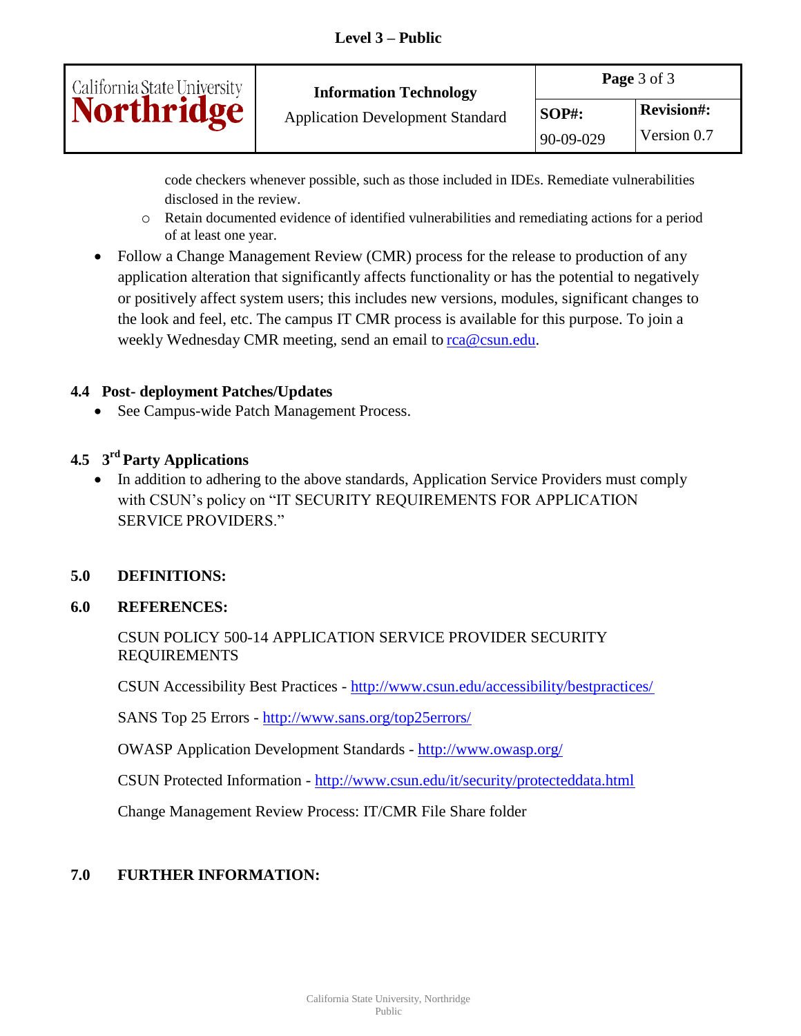code checkers whenever possible, such as those included in IDEs. Remediate vulnerabilities disclosed in the review.
  - Retain documented evidence of identified vulnerabilities and remediating actions for a period of at least one year.
- Follow a Change Management Review (CMR) process for the release to production of any application alteration that significantly affects functionality or has the potential to negatively or positively affect system users; this includes new versions, modules, significant changes to the look and feel, etc. The campus IT CMR process is available for this purpose. To join a weekly Wednesday CMR meeting, send an email to rca@csun.edu.

### 4.4 Post- deployment Patches/Updates

- See Campus-wide Patch Management Process.

### 4.5 3rd Party Applications

- In addition to adhering to the above standards, Application Service Providers must comply with CSUN's policy on "IT SECURITY REQUIREMENTS FOR APPLICATION SERVICE PROVIDERS."

## 5.0 DEFINITIONS:

## 6.0 REFERENCES:

CSUN POLICY 500-14 APPLICATION SERVICE PROVIDER SECURITY REQUIREMENTS

CSUN Accessibility Best Practices - http://www.csun.edu/accessibility/bestpractices/

SANS Top 25 Errors - http://www.sans.org/top25errors/

OWASP Application Development Standards - http://www.owasp.org/

CSUN Protected Information - http://www.csun.edu/it/security/protecteddata.html

Change Management Review Process: IT/CMR File Share folder

## 7.0 FURTHER INFORMATION: